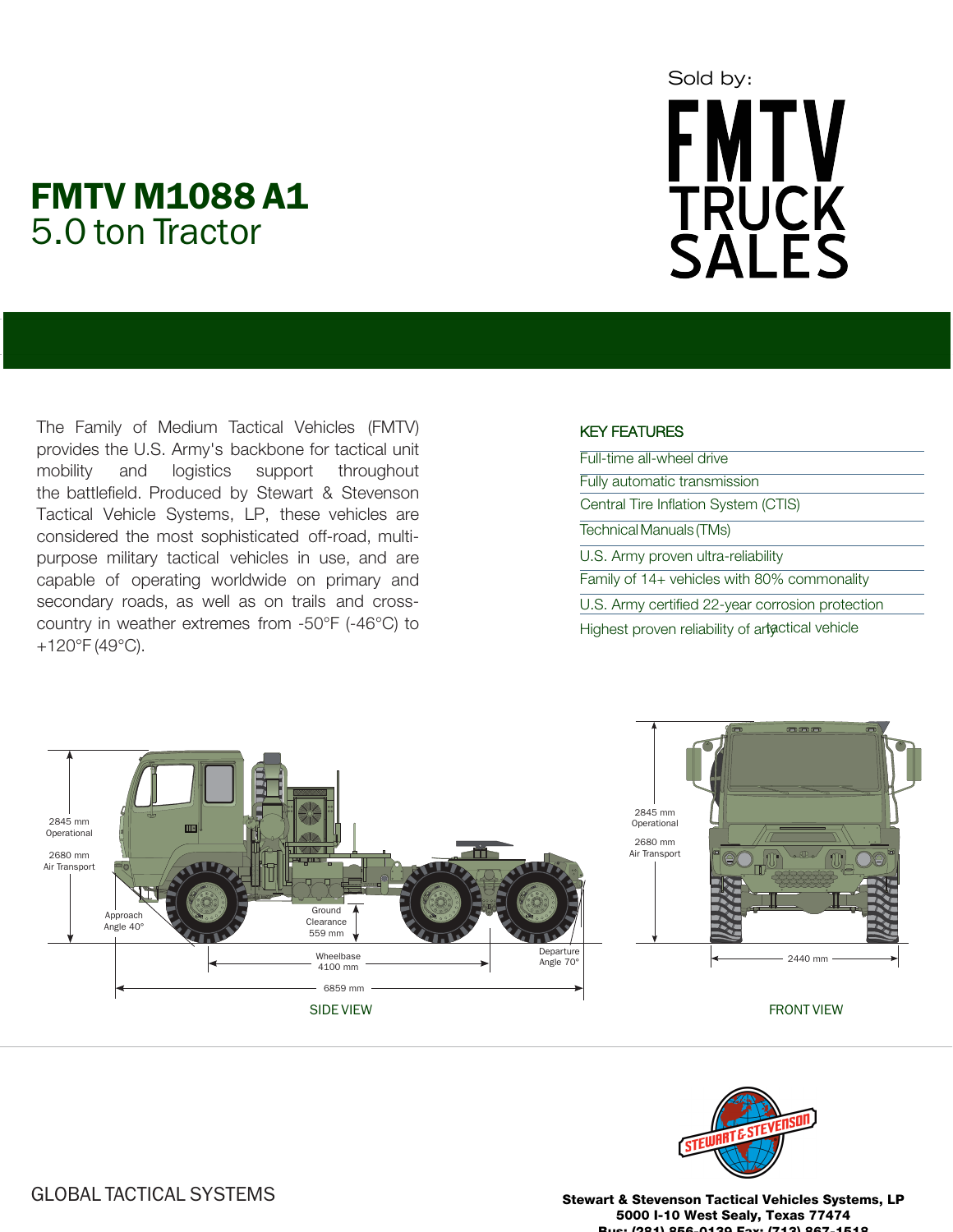Sold by:

FMTV TRUCK SALES

# FMTV M1088 A1

## 5.0 ton Tractor

The Family of Medium Tactical Vehicles (FMTV) provides the U.S. Army's backbone for tactical unit mobility and logistics support throughout the battlefield. Produced by Stewart & Stevenson Tactical Vehicle Systems, LP, these vehicles are considered the most sophisticated off-road, multi-purpose military tactical vehicles in use, and are capable of operating worldwide on primary and secondary roads, as well as on trails and cross-country in weather extremes from -50°F (-46°C) to +120°F (49°C).

### KEY FEATURES

- Full-time all-wheel drive
- Fully automatic transmission
- Central Tire Inflation System (CTIS)
- Technical Manuals (TMs)
- U.S. Army proven ultra-reliability
- Family of 14+ vehicles with 80% commonality
- U.S. Army certified 22-year corrosion protection
- Highest proven reliability of any tactical vehicle

2845 mm Operational

2680 mm Air Transport

Approach Angle 40°

Ground Clearance 559 mm

Wheelbase 4100 mm

Departure Angle 70°

6859 mm

SIDE VIEW

2845 mm Operational

2680 mm Air Transport

2440 mm

FRONT VIEW

GLOBAL TACTICAL SYSTEMS

**Stewart & Stevenson Tactical Vehicles Systems, LP**
**5000 I-10 West Sealy, Texas 77474**
**Bus: (281) 856-0139 Fax: (713) 867-1518**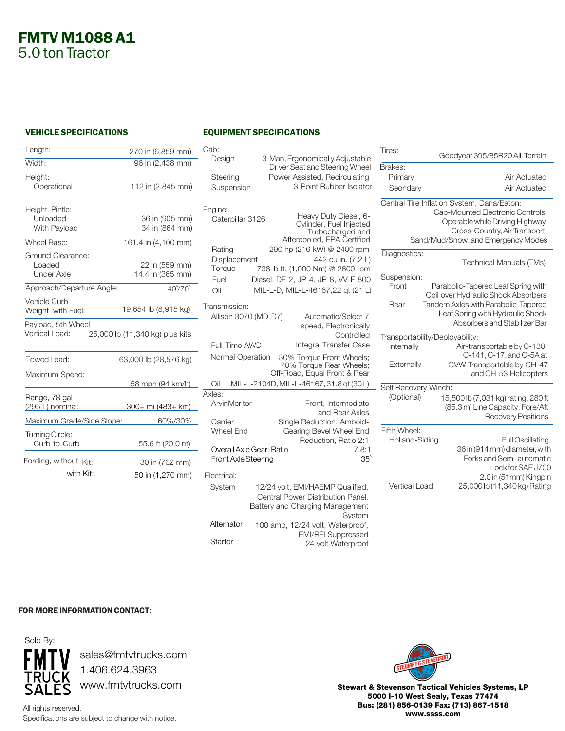# FMTV M1088 A1

5.0 ton Tractor

## VEHICLE SPECIFICATIONS

| | |
|---|---|
| Length: | 270 in (6,859 mm) |
| Width: | 96 in (2,438 mm) |
| Height: | |
| Operational | 112 in (2,845 mm) |
| Height–Pintle: | |
| Unloaded | 36 in (905 mm) |
| With Payload | 34 in (864 mm) |
| Wheel Base: | 161.4 in (4,100 mm) |
| Ground Clearance: | |
| Loaded | 22 in (559 mm) |
| Under Axle | 14.4 in (365 mm) |
| Approach/Departure Angle: | 40˚/70˚ |
| Vehicle Curb Weight with Fuel: | 19,654 lb (8,915 kg) |
| Payload, 5th Wheel Vertical Load: | 25,000 lb (11,340 kg) plus kits |
| Towed Load: | 63,000 lb (28,576 kg) |
| Maximum Speed: | 58 mph (94 km/h) |
| Range, 78 gal (295 L) nominal: | 300+ mi (483+ km) |
| Maximum Grade/Side Slope: | 60%/30% |
| Turning Circle: | |
| Curb-to-Curb | 55.6 ft (20.0 m) |
| Fording, without Kit: | 30 in (762 mm) |
| with Kit: | 50 in (1,270 mm) |

## EQUIPMENT SPECIFICATIONS

| | |
|---|---|
| **Cab:** | |
| Design | 3-Man, Ergonomically Adjustable Driver Seat and Steering Wheel |
| Steering | Power Assisted, Recirculating |
| Suspension | 3-Point Rubber Isolator |
| **Engine:** | |
| Caterpillar 3126 | Heavy Duty Diesel, 6-Cylinder, Fuel Injected Turbocharged and Aftercooled, EPA Certified |
| Rating | 290 hp (216 kW) @ 2400 rpm |
| Displacement | 442 cu in. (7.2 L) |
| Torque | 738 lb ft. (1,000 Nm) @ 2600 rpm |
| Fuel | Diesel, DF-2, JP-4, JP-8, VV-F-800 |
| Oil | MIL-L-D, MIL-L-46167,22 qt (21 L) |
| **Transmission:** | |
| Allison 3070 (MD-D7) | Automatic/Select 7-speed, Electronically Controlled |
| Full-Time AWD | Integral Transfer Case |
| Normal Operation | 30% Torque Front Wheels; 70% Torque Rear Wheels; Off-Road, Equal Front & Rear |
| Oil | MIL-L-2104D, MIL-L-46167, 31.8 qt (30 L) |
| **Axles:** | |
| ArvinMeritor | Front, Intermediate and Rear Axles |
| Carrier | Single Reduction, Amboid-Gearing |
| Wheel End | Bevel Wheel End Reduction, Ratio 2:1 |
| Overall Axle Gear Ratio | 7.8:1 |
| Front Axle Steering | 35˚ |
| **Electrical:** | |
| System | 12/24 volt, EMI/HAEMP Qualified, Central Power Distribution Panel, Battery and Charging Management System |
| Alternator | 100 amp, 12/24 volt, Waterproof, EMI/RFI Suppressed |
| Starter | 24 volt Waterproof |

| | |
|---|---|
| **Tires:** | Goodyear 395/85R20 All-Terrain |
| **Brakes:** | |
| Primary | Air Actuated |
| Seondary | Air Actuated |
| **Central Tire Inflation System, Dana/Eaton:** | Cab-Mounted Electronic Controls, Operable while Driving Highway, Cross-Country, Air Transport, Sand/Mud/Snow, and Emergency Modes |
| **Diagnostics:** | Technical Manuals (TMs) |
| **Suspension:** | |
| Front | Parabolic-Tapered Leaf Spring with Coil over Hydraulic Shock Absorbers |
| Rear | Tandem Axles with Parabolic-Tapered Leaf Spring with Hydraulic Shock Absorbers and Stabilizer Bar |
| **Transportability/Deployability:** | |
| Internally | Air-transportable by C-130, C-141, C-17, and C-5A at |
| Externally | GVW Transportable by CH-47 and CH-53 Helicopters |
| **Self Recovery Winch:** | |
| (Optional) | 15,500 lb (7,031 kg) rating, 280 ft (85.3 m) Line Capacity, Fore/Aft Recovery Positions |
| **Fifth Wheel:** | |
| Holland-Siding | Full Oscillating, 36 in (914 mm) diameter, with Forks and Semi-automatic Lock for SAE J700 2.0 in (51mm) Kingpin |
| Vertical Load | 25,000 lb (11,340 kg) Rating |

**FOR MORE INFORMATION CONTACT:**

Sold By:

FMTV TRUCK SALES

sales@fmtvtrucks.com
1.406.624.3963
www.fmtvtrucks.com

All rights reserved.
Specifications are subject to change with notice.

STEWART & STEVENSON

**Stewart & Stevenson Tactical Vehicles Systems, LP**
**5000 I-10 West Sealy, Texas 77474**
**Bus: (281) 856-0139 Fax: (713) 867-1518**
**www.ssss.com**